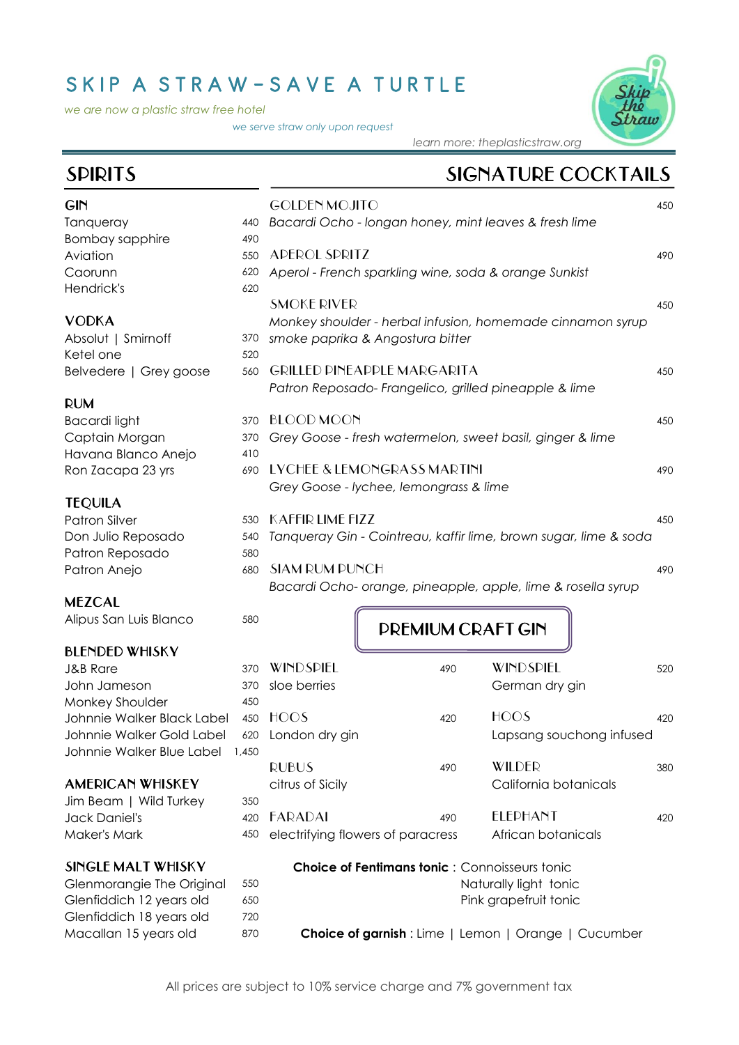# SKIP A STRAW-SAVE A TURTLE

*we are now a plastic straw free hotel*

*we serve straw only upon request*

*learn more: theplasticstraw.org*

## SPIRITS

### GIN

| | |
|---|---|
| Tanqueray | 440 |
| Bombay sapphire | 490 |
| Aviation | 550 |
| Caorunn | 620 |
| Hendrick's | 620 |

### VODKA

| | |
|---|---|
| Absolut \| Smirnoff | 370 |
| Ketel one | 520 |
| Belvedere \| Grey goose | 560 |

### RUM

| | |
|---|---|
| Bacardi light | 370 |
| Captain Morgan | 370 |
| Havana Blanco Anejo | 410 |
| Ron Zacapa 23 yrs | 690 |

### TEQUILA

| | |
|---|---|
| Patron Silver | 530 |
| Don Julio Reposado | 540 |
| Patron Reposado | 580 |
| Patron Anejo | 680 |

### MEZCAL

| | |
|---|---|
| Alipus San Luis Blanco | 580 |

### BLENDED WHISKY

| | |
|---|---|
| J&B Rare | 370 |
| John Jameson | 370 |
| Monkey Shoulder | 450 |
| Johnnie Walker Black Label | 450 |
| Johnnie Walker Gold Label | 620 |
| Johnnie Walker Blue Label | 1,450 |

### AMERICAN WHISKEY

| | |
|---|---|
| Jim Beam \| Wild Turkey | 350 |
| Jack Daniel's | 420 |
| Maker's Mark | 450 |

### SINGLE MALT WHISKY

| | |
|---|---|
| Glenmorangie The Original | 550 |
| Glenfiddich 12 years old | 650 |
| Glenfiddich 18 years old | 720 |
| Macallan 15 years old | 870 |

## SIGNATURE COCKTAILS

**GOLDEN MOJITO** — 450
*Bacardi Ocho - longan honey, mint leaves & fresh lime*

**APEROL SPRITZ** — 490
*Aperol - French sparkling wine, soda & orange Sunkist*

**SMOKE RIVER** — 450
*Monkey shoulder - herbal infusion, homemade cinnamon syrup smoke paprika & Angostura bitter*

**GRILLED PINEAPPLE MARGARITA** — 450
*Patron Reposado- Frangelico, grilled pineapple & lime*

**BLOOD MOON** — 450
*Grey Goose - fresh watermelon, sweet basil, ginger & lime*

**LYCHEE & LEMONGRASS MARTINI** — 490
*Grey Goose - lychee, lemongrass & lime*

**KAFFIR LIME FIZZ** — 450
*Tanqueray Gin - Cointreau, kaffir lime, brown sugar, lime & soda*

**SIAM RUM PUNCH** — 490
*Bacardi Ocho- orange, pineapple, apple, lime & rosella syrup*

## PREMIUM CRAFT GIN

| | | | |
|---|---|---|---|
| **WINDSPIEL** sloe berries | 490 | **WINDSPIEL** German dry gin | 520 |
| **HOOS** London dry gin | 420 | **HOOS** Lapsang souchong infused | 420 |
| **RUBUS** citrus of Sicily | 490 | **WILDER** California botanicals | 380 |
| **FARADAI** electrifying flowers of paracress | 490 | **ELEPHANT** African botanicals | 420 |

**Choice of Fentimans tonic** : Connoisseurs tonic
Naturally light tonic
Pink grapefruit tonic

**Choice of garnish** : Lime | Lemon | Orange | Cucumber

All prices are subject to 10% service charge and 7% government tax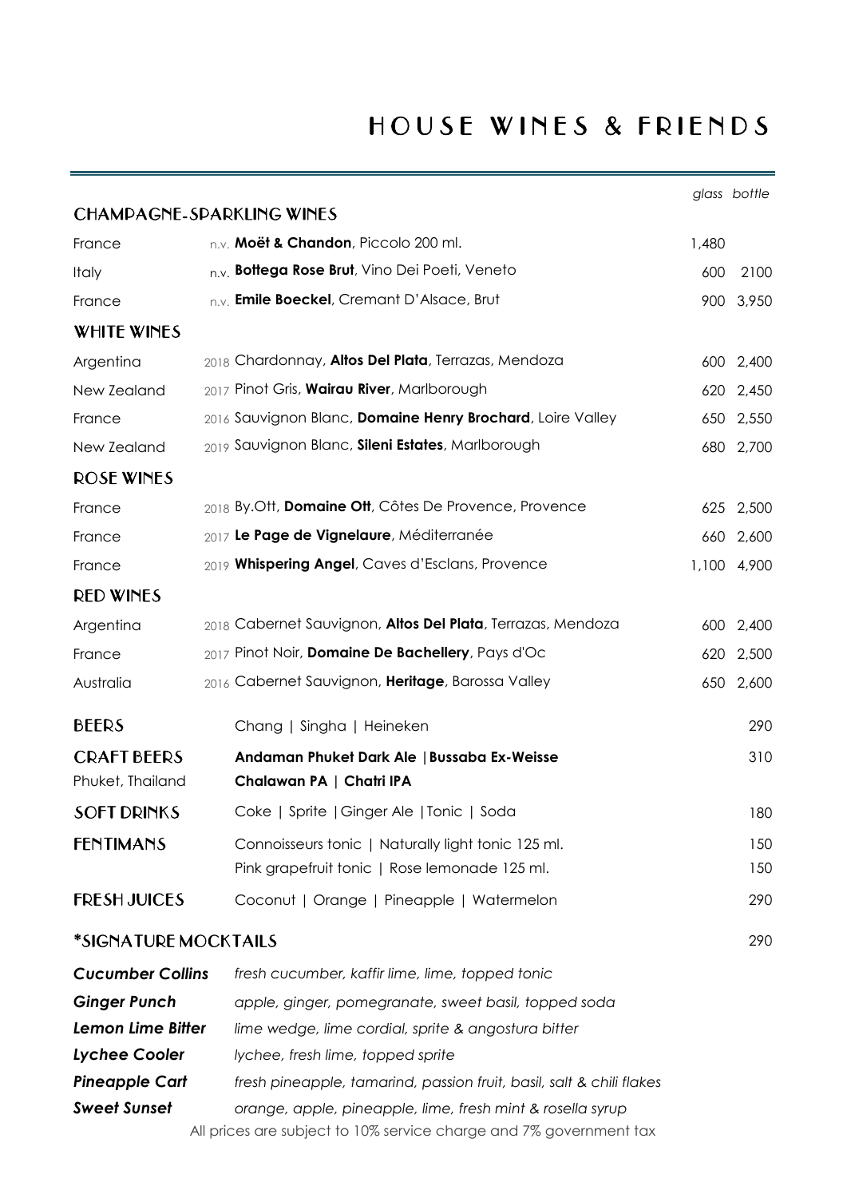# HOUSE WINES & FRIENDS

| | | glass | bottle |
|---|---|---|---|
| **CHAMPAGNE-SPARKLING WINES** | | | |
| France | n.v. **Moët & Chandon**, Piccolo 200 ml. | 1,480 | |
| Italy | n.v. **Bottega Rose Brut**, Vino Dei Poeti, Veneto | 600 | 2100 |
| France | n.v. **Emile Boeckel**, Cremant D'Alsace, Brut | 900 | 3,950 |
| **WHITE WINES** | | | |
| Argentina | 2018 Chardonnay, **Altos Del Plata**, Terrazas, Mendoza | 600 | 2,400 |
| New Zealand | 2017 Pinot Gris, **Wairau River**, Marlborough | 620 | 2,450 |
| France | 2016 Sauvignon Blanc, **Domaine Henry Brochard**, Loire Valley | 650 | 2,550 |
| New Zealand | 2019 Sauvignon Blanc, **Sileni Estates**, Marlborough | 680 | 2,700 |
| **ROSE WINES** | | | |
| France | 2018 By.Ott, **Domaine Ott**, Côtes De Provence, Provence | 625 | 2,500 |
| France | 2017 **Le Page de Vignelaure**, Méditerranée | 660 | 2,600 |
| France | 2019 **Whispering Angel**, Caves d'Esclans, Provence | 1,100 | 4,900 |
| **RED WINES** | | | |
| Argentina | 2018 Cabernet Sauvignon, **Altos Del Plata**, Terrazas, Mendoza | 600 | 2,400 |
| France | 2017 Pinot Noir, **Domaine De Bachellery**, Pays d'Oc | 620 | 2,500 |
| Australia | 2016 Cabernet Sauvignon, **Heritage**, Barossa Valley | 650 | 2,600 |

| | | |
|---|---|---|
| **BEERS** | Chang \| Singha \| Heineken | 290 |
| **CRAFT BEERS** Phuket, Thailand | **Andaman Phuket Dark Ale \| Bussaba Ex-Weisse Chalawan PA \| Chatri IPA** | 310 |
| **SOFT DRINKS** | Coke \| Sprite \| Ginger Ale \| Tonic \| Soda | 180 |
| **FENTIMANS** | Connoisseurs tonic \| Naturally light tonic 125 ml. | 150 |
| | Pink grapefruit tonic \| Rose lemonade 125 ml. | 150 |
| **FRESH JUICES** | Coconut \| Orange \| Pineapple \| Watermelon | 290 |

## *SIGNATURE MOCKTAILS — 290

| | |
|---|---|
| ***Cucumber Collins*** | *fresh cucumber, kaffir lime, lime, topped tonic* |
| ***Ginger Punch*** | *apple, ginger, pomegranate, sweet basil, topped soda* |
| ***Lemon Lime Bitter*** | *lime wedge, lime cordial, sprite & angostura bitter* |
| ***Lychee Cooler*** | *lychee, fresh lime, topped sprite* |
| ***Pineapple Cart*** | *fresh pineapple, tamarind, passion fruit, basil, salt & chili flakes* |
| ***Sweet Sunset*** | *orange, apple, pineapple, lime, fresh mint & rosella syrup* |

All prices are subject to 10% service charge and 7% government tax